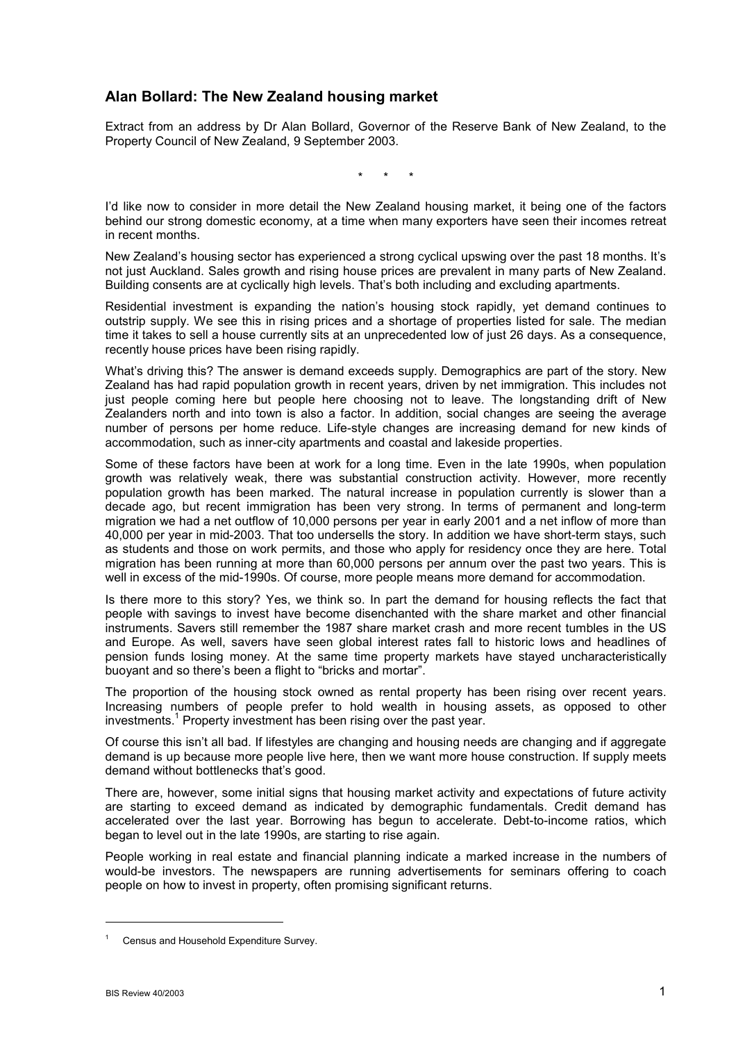## Alan Bollard: The New Zealand housing market

Extract from an address by Dr Alan Bollard, Governor of the Reserve Bank of New Zealand, to the Property Council of New Zealand, 9 September 2003.

\* \* \*

I'd like now to consider in more detail the New Zealand housing market, it being one of the factors behind our strong domestic economy, at a time when many exporters have seen their incomes retreat in recent months.

New Zealand's housing sector has experienced a strong cyclical upswing over the past 18 months. It's not just Auckland. Sales growth and rising house prices are prevalent in many parts of New Zealand. Building consents are at cyclically high levels. That's both including and excluding apartments.

Residential investment is expanding the nation's housing stock rapidly, yet demand continues to outstrip supply. We see this in rising prices and a shortage of properties listed for sale. The median time it takes to sell a house currently sits at an unprecedented low of just 26 days. As a consequence, recently house prices have been rising rapidly.

What's driving this? The answer is demand exceeds supply. Demographics are part of the story. New Zealand has had rapid population growth in recent years, driven by net immigration. This includes not just people coming here but people here choosing not to leave. The longstanding drift of New Zealanders north and into town is also a factor. In addition, social changes are seeing the average number of persons per home reduce. Life-style changes are increasing demand for new kinds of accommodation, such as inner-city apartments and coastal and lakeside properties.

Some of these factors have been at work for a long time. Even in the late 1990s, when population growth was relatively weak, there was substantial construction activity. However, more recently population growth has been marked. The natural increase in population currently is slower than a decade ago, but recent immigration has been very strong. In terms of permanent and long-term migration we had a net outflow of 10,000 persons per year in early 2001 and a net inflow of more than 40,000 per year in mid-2003. That too undersells the story. In addition we have short-term stays, such as students and those on work permits, and those who apply for residency once they are here. Total migration has been running at more than 60,000 persons per annum over the past two years. This is well in excess of the mid-1990s. Of course, more people means more demand for accommodation.

Is there more to this story? Yes, we think so. In part the demand for housing reflects the fact that people with savings to invest have become disenchanted with the share market and other financial instruments. Savers still remember the 1987 share market crash and more recent tumbles in the US and Europe. As well, savers have seen global interest rates fall to historic lows and headlines of pension funds losing money. At the same time property markets have stayed uncharacteristically buoyant and so there's been a flight to "bricks and mortar".

The proportion of the housing stock owned as rental property has been rising over recent years. Increasing numbers of people prefer to hold wealth in housing assets, as opposed to other investments.[1] Property investment has been rising over the past year.

Of course this isn't all bad. If lifestyles are changing and housing needs are changing and if aggregate demand is up because more people live here, then we want more house construction. If supply meets demand without bottlenecks that's good.

There are, however, some initial signs that housing market activity and expectations of future activity are starting to exceed demand as indicated by demographic fundamentals. Credit demand has accelerated over the last year. Borrowing has begun to accelerate. Debt-to-income ratios, which began to level out in the late 1990s, are starting to rise again.

People working in real estate and financial planning indicate a marked increase in the numbers of would-be investors. The newspapers are running advertisements for seminars offering to coach people on how to invest in property, often promising significant returns.

[1] Census and Household Expenditure Survey.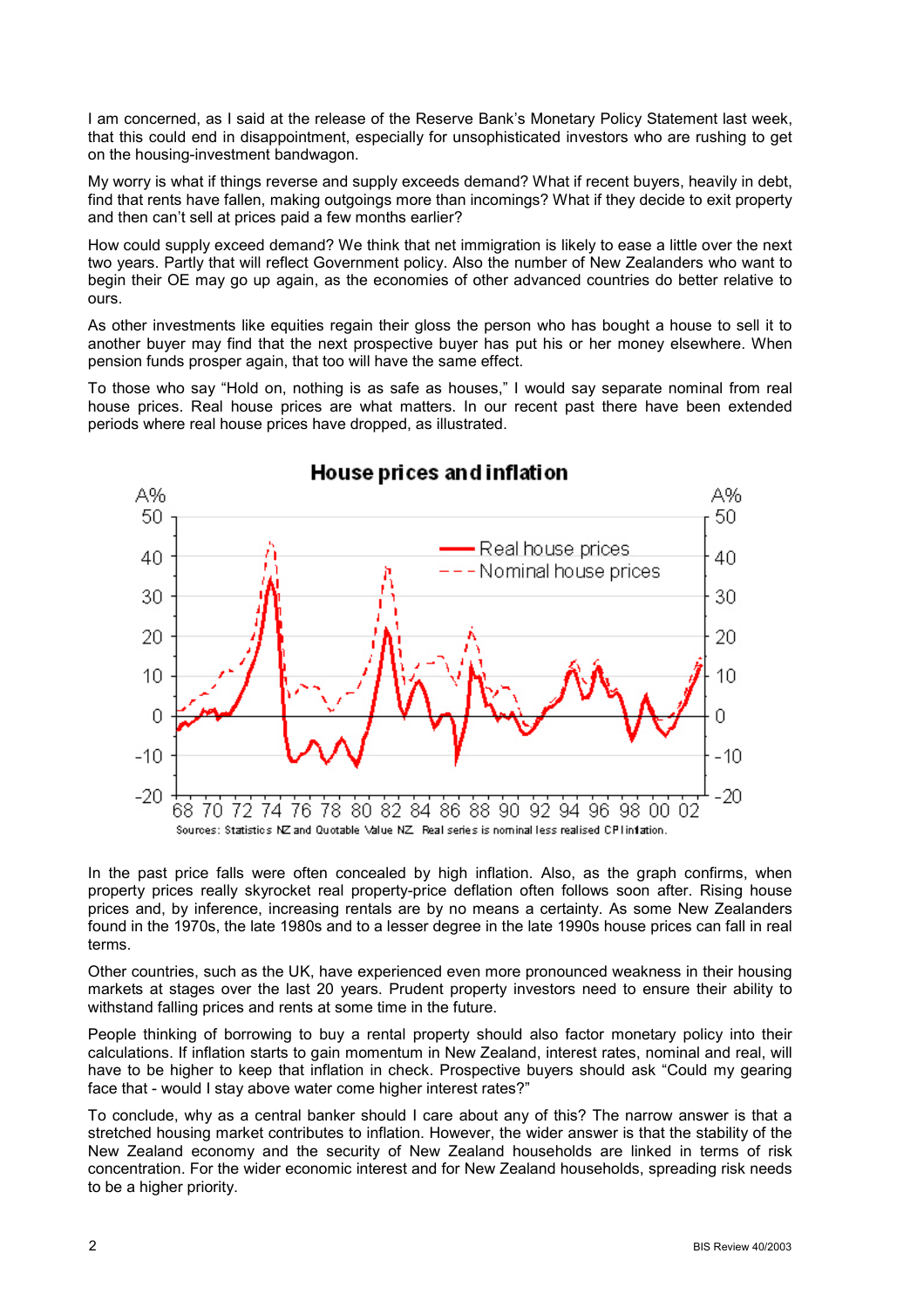I am concerned, as I said at the release of the Reserve Bank's Monetary Policy Statement last week, that this could end in disappointment, especially for unsophisticated investors who are rushing to get on the housing-investment bandwagon.

My worry is what if things reverse and supply exceeds demand? What if recent buyers, heavily in debt, find that rents have fallen, making outgoings more than incomings? What if they decide to exit property and then can't sell at prices paid a few months earlier?

How could supply exceed demand? We think that net immigration is likely to ease a little over the next two years. Partly that will reflect Government policy. Also the number of New Zealanders who want to begin their OE may go up again, as the economies of other advanced countries do better relative to ours.

As other investments like equities regain their gloss the person who has bought a house to sell it to another buyer may find that the next prospective buyer has put his or her money elsewhere. When pension funds prosper again, that too will have the same effect.

To those who say "Hold on, nothing is as safe as houses," I would say separate nominal from real house prices. Real house prices are what matters. In our recent past there have been extended periods where real house prices have dropped, as illustrated.

**House prices and inflation**

A%
50
40
30
20
10
0
-10
-20

Real house prices
Nominal house prices

68 70 72 74 76 78 80 82 84 86 88 90 92 94 96 98 00 02

Sources: Statistics NZ and Quotable Value NZ. Real series is nominal less realised CPI inflation.

In the past price falls were often concealed by high inflation. Also, as the graph confirms, when property prices really skyrocket real property-price deflation often follows soon after. Rising house prices and, by inference, increasing rentals are by no means a certainty. As some New Zealanders found in the 1970s, the late 1980s and to a lesser degree in the late 1990s house prices can fall in real terms.

Other countries, such as the UK, have experienced even more pronounced weakness in their housing markets at stages over the last 20 years. Prudent property investors need to ensure their ability to withstand falling prices and rents at some time in the future.

People thinking of borrowing to buy a rental property should also factor monetary policy into their calculations. If inflation starts to gain momentum in New Zealand, interest rates, nominal and real, will have to be higher to keep that inflation in check. Prospective buyers should ask "Could my gearing face that - would I stay above water come higher interest rates?"

To conclude, why as a central banker should I care about any of this? The narrow answer is that a stretched housing market contributes to inflation. However, the wider answer is that the stability of the New Zealand economy and the security of New Zealand households are linked in terms of risk concentration. For the wider economic interest and for New Zealand households, spreading risk needs to be a higher priority.